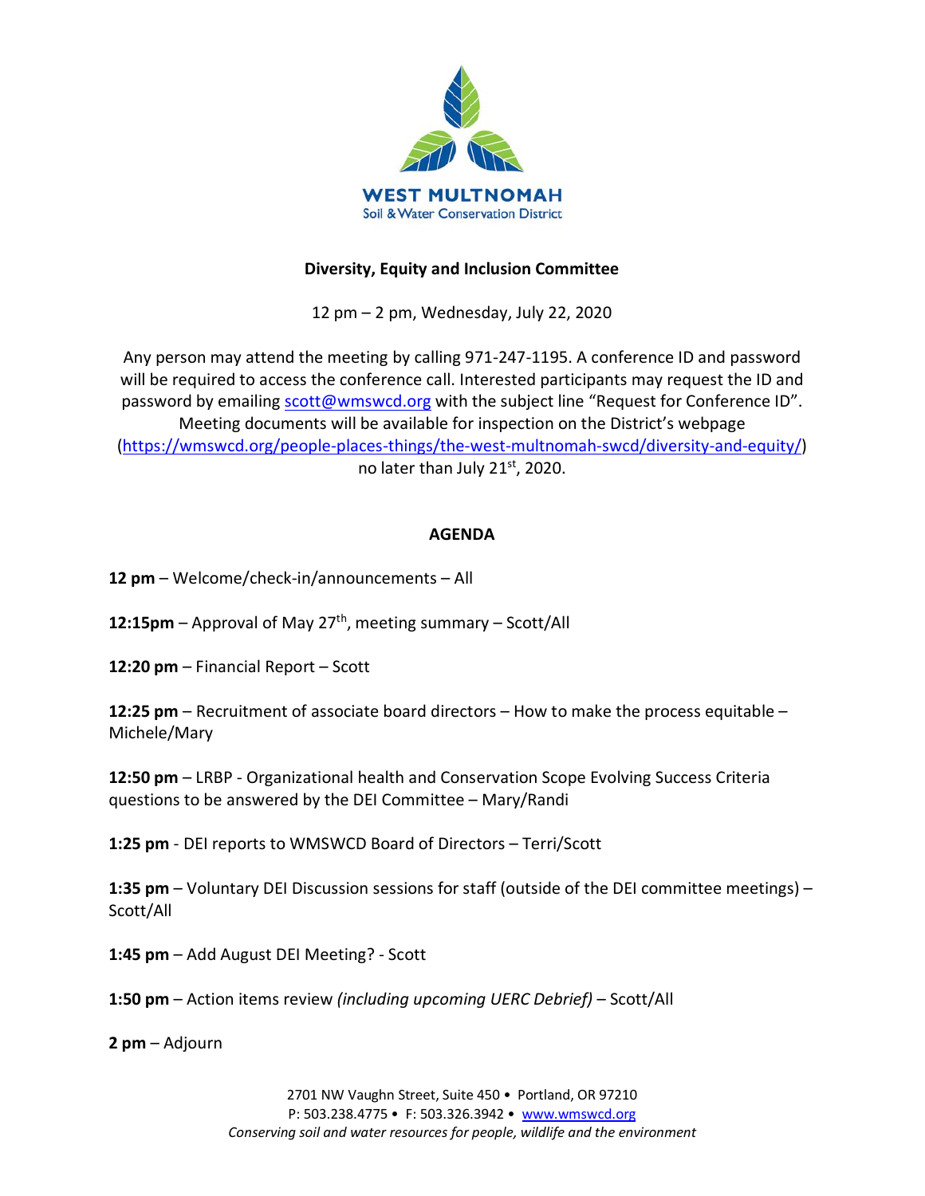**WEST MULTNOMAH**
Soil & Water Conservation District

**Diversity, Equity and Inclusion Committee**

12 pm – 2 pm, Wednesday, July 22, 2020

Any person may attend the meeting by calling 971-247-1195. A conference ID and password will be required to access the conference call. Interested participants may request the ID and password by emailing scott@wmswcd.org with the subject line "Request for Conference ID". Meeting documents will be available for inspection on the District's webpage (https://wmswcd.org/people-places-things/the-west-multnomah-swcd/diversity-and-equity/) no later than July 21st, 2020.

## AGENDA

**12 pm** – Welcome/check-in/announcements – All

**12:15pm** – Approval of May 27th, meeting summary – Scott/All

**12:20 pm** – Financial Report – Scott

**12:25 pm** – Recruitment of associate board directors – How to make the process equitable – Michele/Mary

**12:50 pm** – LRBP - Organizational health and Conservation Scope Evolving Success Criteria questions to be answered by the DEI Committee – Mary/Randi

**1:25 pm** - DEI reports to WMSWCD Board of Directors – Terri/Scott

**1:35 pm** – Voluntary DEI Discussion sessions for staff (outside of the DEI committee meetings) – Scott/All

**1:45 pm** – Add August DEI Meeting? - Scott

**1:50 pm** – Action items review *(including upcoming UERC Debrief)* – Scott/All

**2 pm** – Adjourn

2701 NW Vaughn Street, Suite 450 • Portland, OR 97210
P: 503.238.4775 • F: 503.326.3942 • www.wmswcd.org
*Conserving soil and water resources for people, wildlife and the environment*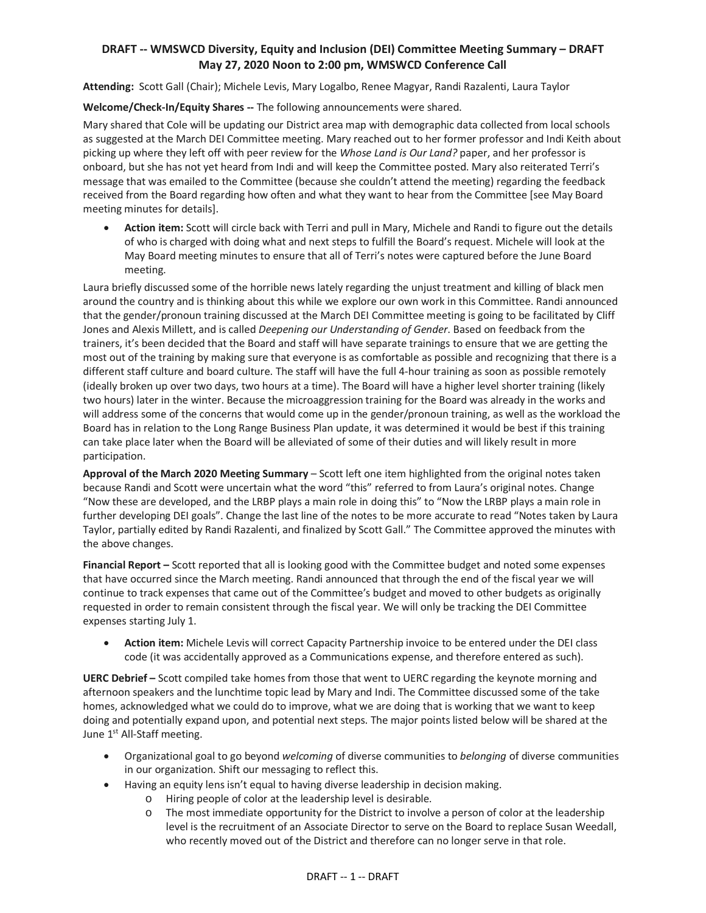**DRAFT -- WMSWCD Diversity, Equity and Inclusion (DEI) Committee Meeting Summary – DRAFT**
**May 27, 2020 Noon to 2:00 pm, WMSWCD Conference Call**

**Attending:** Scott Gall (Chair); Michele Levis, Mary Logalbo, Renee Magyar, Randi Razalenti, Laura Taylor

**Welcome/Check-In/Equity Shares --** The following announcements were shared.

Mary shared that Cole will be updating our District area map with demographic data collected from local schools as suggested at the March DEI Committee meeting. Mary reached out to her former professor and Indi Keith about picking up where they left off with peer review for the *Whose Land is Our Land?* paper, and her professor is onboard, but she has not yet heard from Indi and will keep the Committee posted. Mary also reiterated Terri's message that was emailed to the Committee (because she couldn't attend the meeting) regarding the feedback received from the Board regarding how often and what they want to hear from the Committee [see May Board meeting minutes for details].

- **Action item:** Scott will circle back with Terri and pull in Mary, Michele and Randi to figure out the details of who is charged with doing what and next steps to fulfill the Board's request. Michele will look at the May Board meeting minutes to ensure that all of Terri's notes were captured before the June Board meeting.

Laura briefly discussed some of the horrible news lately regarding the unjust treatment and killing of black men around the country and is thinking about this while we explore our own work in this Committee. Randi announced that the gender/pronoun training discussed at the March DEI Committee meeting is going to be facilitated by Cliff Jones and Alexis Millett, and is called *Deepening our Understanding of Gender.* Based on feedback from the trainers, it's been decided that the Board and staff will have separate trainings to ensure that we are getting the most out of the training by making sure that everyone is as comfortable as possible and recognizing that there is a different staff culture and board culture. The staff will have the full 4-hour training as soon as possible remotely (ideally broken up over two days, two hours at a time). The Board will have a higher level shorter training (likely two hours) later in the winter. Because the microaggression training for the Board was already in the works and will address some of the concerns that would come up in the gender/pronoun training, as well as the workload the Board has in relation to the Long Range Business Plan update, it was determined it would be best if this training can take place later when the Board will be alleviated of some of their duties and will likely result in more participation.

**Approval of the March 2020 Meeting Summary** – Scott left one item highlighted from the original notes taken because Randi and Scott were uncertain what the word "this" referred to from Laura's original notes. Change "Now these are developed, and the LRBP plays a main role in doing this" to "Now the LRBP plays a main role in further developing DEI goals". Change the last line of the notes to be more accurate to read "Notes taken by Laura Taylor, partially edited by Randi Razalenti, and finalized by Scott Gall." The Committee approved the minutes with the above changes.

**Financial Report –** Scott reported that all is looking good with the Committee budget and noted some expenses that have occurred since the March meeting. Randi announced that through the end of the fiscal year we will continue to track expenses that came out of the Committee's budget and moved to other budgets as originally requested in order to remain consistent through the fiscal year. We will only be tracking the DEI Committee expenses starting July 1.

- **Action item:** Michele Levis will correct Capacity Partnership invoice to be entered under the DEI class code (it was accidentally approved as a Communications expense, and therefore entered as such).

**UERC Debrief –** Scott compiled take homes from those that went to UERC regarding the keynote morning and afternoon speakers and the lunchtime topic lead by Mary and Indi. The Committee discussed some of the take homes, acknowledged what we could do to improve, what we are doing that is working that we want to keep doing and potentially expand upon, and potential next steps. The major points listed below will be shared at the June 1st All-Staff meeting.

- Organizational goal to go beyond *welcoming* of diverse communities to *belonging* of diverse communities in our organization. Shift our messaging to reflect this.
- Having an equity lens isn't equal to having diverse leadership in decision making.
  - Hiring people of color at the leadership level is desirable.
  - The most immediate opportunity for the District to involve a person of color at the leadership level is the recruitment of an Associate Director to serve on the Board to replace Susan Weedall, who recently moved out of the District and therefore can no longer serve in that role.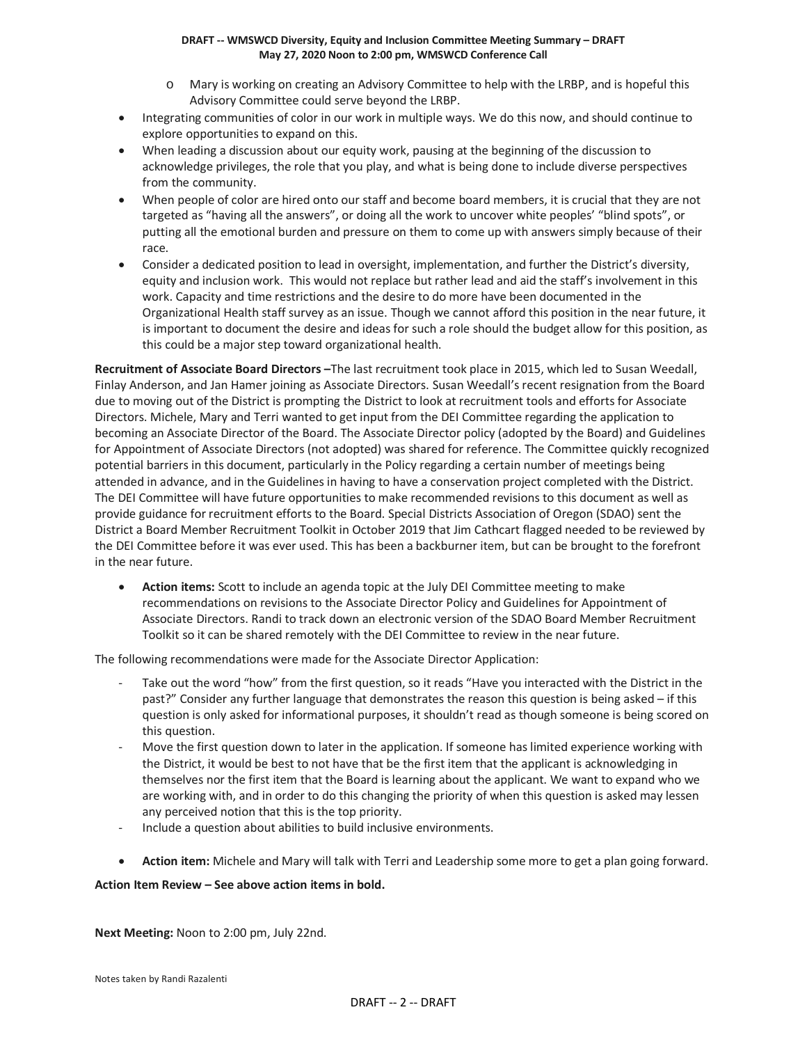- Mary is working on creating an Advisory Committee to help with the LRBP, and is hopeful this Advisory Committee could serve beyond the LRBP.
- Integrating communities of color in our work in multiple ways. We do this now, and should continue to explore opportunities to expand on this.
- When leading a discussion about our equity work, pausing at the beginning of the discussion to acknowledge privileges, the role that you play, and what is being done to include diverse perspectives from the community.
- When people of color are hired onto our staff and become board members, it is crucial that they are not targeted as "having all the answers", or doing all the work to uncover white peoples' "blind spots", or putting all the emotional burden and pressure on them to come up with answers simply because of their race.
- Consider a dedicated position to lead in oversight, implementation, and further the District's diversity, equity and inclusion work. This would not replace but rather lead and aid the staff's involvement in this work. Capacity and time restrictions and the desire to do more have been documented in the Organizational Health staff survey as an issue. Though we cannot afford this position in the near future, it is important to document the desire and ideas for such a role should the budget allow for this position, as this could be a major step toward organizational health.

**Recruitment of Associate Board Directors –** The last recruitment took place in 2015, which led to Susan Weedall, Finlay Anderson, and Jan Hamer joining as Associate Directors. Susan Weedall's recent resignation from the Board due to moving out of the District is prompting the District to look at recruitment tools and efforts for Associate Directors. Michele, Mary and Terri wanted to get input from the DEI Committee regarding the application to becoming an Associate Director of the Board. The Associate Director policy (adopted by the Board) and Guidelines for Appointment of Associate Directors (not adopted) was shared for reference. The Committee quickly recognized potential barriers in this document, particularly in the Policy regarding a certain number of meetings being attended in advance, and in the Guidelines in having to have a conservation project completed with the District. The DEI Committee will have future opportunities to make recommended revisions to this document as well as provide guidance for recruitment efforts to the Board. Special Districts Association of Oregon (SDAO) sent the District a Board Member Recruitment Toolkit in October 2019 that Jim Cathcart flagged needed to be reviewed by the DEI Committee before it was ever used. This has been a backburner item, but can be brought to the forefront in the near future.

- **Action items:** Scott to include an agenda topic at the July DEI Committee meeting to make recommendations on revisions to the Associate Director Policy and Guidelines for Appointment of Associate Directors. Randi to track down an electronic version of the SDAO Board Member Recruitment Toolkit so it can be shared remotely with the DEI Committee to review in the near future.

The following recommendations were made for the Associate Director Application:

- Take out the word "how" from the first question, so it reads "Have you interacted with the District in the past?" Consider any further language that demonstrates the reason this question is being asked – if this question is only asked for informational purposes, it shouldn't read as though someone is being scored on this question.
- Move the first question down to later in the application. If someone has limited experience working with the District, it would be best to not have that be the first item that the applicant is acknowledging in themselves nor the first item that the Board is learning about the applicant. We want to expand who we are working with, and in order to do this changing the priority of when this question is asked may lessen any perceived notion that this is the top priority.
- Include a question about abilities to build inclusive environments.

- **Action item:** Michele and Mary will talk with Terri and Leadership some more to get a plan going forward.

**Action Item Review – See above action items in bold.**

**Next Meeting:** Noon to 2:00 pm, July 22nd.

Notes taken by Randi Razalenti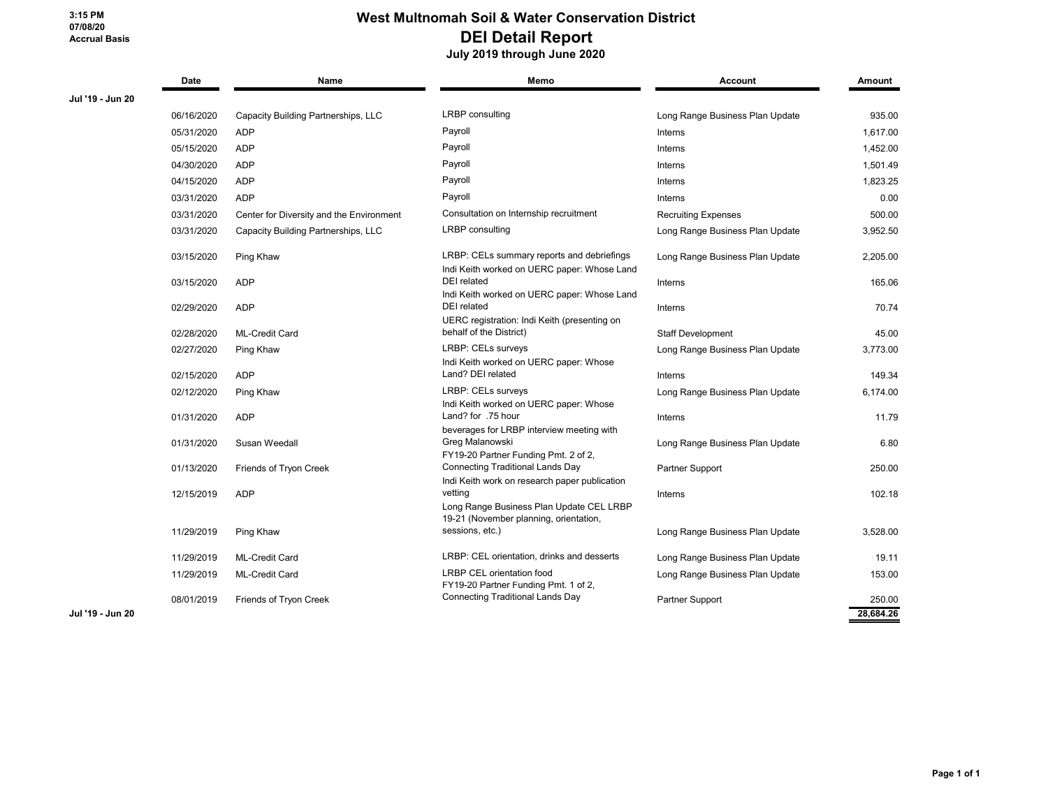3:15 PM
07/08/20
Accrual Basis

# West Multnomah Soil & Water Conservation District

## DEI Detail Report

### July 2019 through June 2020

| | Date | Name | Memo | Account | Amount |
|---|---|---|---|---|---|
| Jul '19 - Jun 20 | | | | | |
| | 06/16/2020 | Capacity Building Partnerships, LLC | LRBP consulting | Long Range Business Plan Update | 935.00 |
| | 05/31/2020 | ADP | Payroll | Interns | 1,617.00 |
| | 05/15/2020 | ADP | Payroll | Interns | 1,452.00 |
| | 04/30/2020 | ADP | Payroll | Interns | 1,501.49 |
| | 04/15/2020 | ADP | Payroll | Interns | 1,823.25 |
| | 03/31/2020 | ADP | Payroll | Interns | 0.00 |
| | 03/31/2020 | Center for Diversity and the Environment | Consultation on Internship recruitment | Recruiting Expenses | 500.00 |
| | 03/31/2020 | Capacity Building Partnerships, LLC | LRBP consulting | Long Range Business Plan Update | 3,952.50 |
| | 03/15/2020 | Ping Khaw | LRBP: CELs summary reports and debriefings | Long Range Business Plan Update | 2,205.00 |
| | 03/15/2020 | ADP | Indi Keith worked on UERC paper: Whose Land DEI related | Interns | 165.06 |
| | 02/29/2020 | ADP | Indi Keith worked on UERC paper: Whose Land DEI related | Interns | 70.74 |
| | 02/28/2020 | ML-Credit Card | UERC registration: Indi Keith (presenting on behalf of the District) | Staff Development | 45.00 |
| | 02/27/2020 | Ping Khaw | LRBP: CELs surveys | Long Range Business Plan Update | 3,773.00 |
| | 02/15/2020 | ADP | Indi Keith worked on UERC paper: Whose Land? DEI related | Interns | 149.34 |
| | 02/12/2020 | Ping Khaw | LRBP: CELs surveys | Long Range Business Plan Update | 6,174.00 |
| | 01/31/2020 | ADP | Indi Keith worked on UERC paper: Whose Land? for .75 hour | Interns | 11.79 |
| | 01/31/2020 | Susan Weedall | beverages for LRBP interview meeting with Greg Malanowski | Long Range Business Plan Update | 6.80 |
| | 01/13/2020 | Friends of Tryon Creek | FY19-20 Partner Funding Pmt. 2 of 2, Connecting Traditional Lands Day | Partner Support | 250.00 |
| | 12/15/2019 | ADP | Indi Keith work on research paper publication vetting | Interns | 102.18 |
| | 11/29/2019 | Ping Khaw | Long Range Business Plan Update CEL LRBP 19-21 (November planning, orientation, sessions, etc.) | Long Range Business Plan Update | 3,528.00 |
| | 11/29/2019 | ML-Credit Card | LRBP: CEL orientation, drinks and desserts | Long Range Business Plan Update | 19.11 |
| | 11/29/2019 | ML-Credit Card | LRBP CEL orientation food | Long Range Business Plan Update | 153.00 |
| | 08/01/2019 | Friends of Tryon Creek | FY19-20 Partner Funding Pmt. 1 of 2, Connecting Traditional Lands Day | Partner Support | 250.00 |
| Jul '19 - Jun 20 | | | | | **28,684.26** |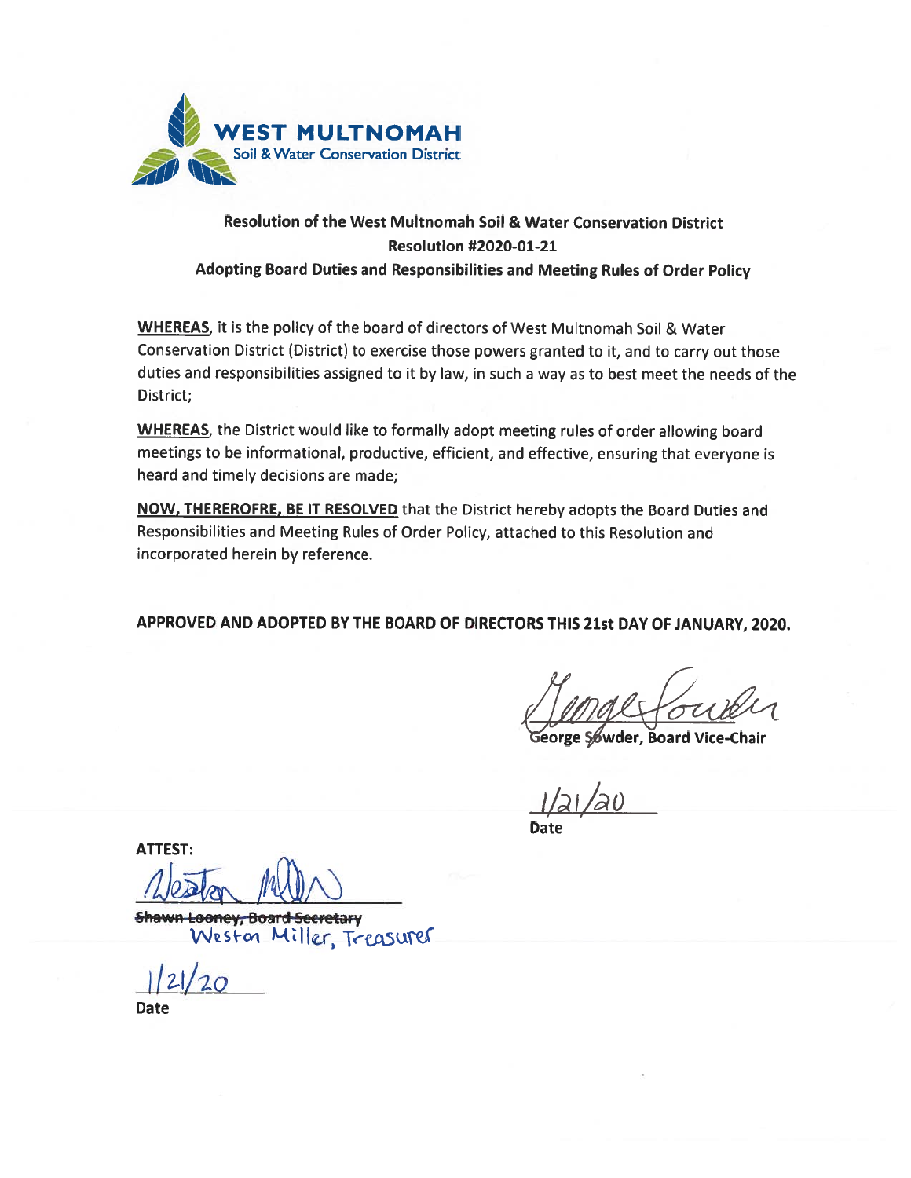**WEST MULTNOMAH**
Soil & Water Conservation District

## Resolution of the West Multnomah Soil & Water Conservation District
## Resolution #2020-01-21
## Adopting Board Duties and Responsibilities and Meeting Rules of Order Policy

**WHEREAS**, it is the policy of the board of directors of West Multnomah Soil & Water Conservation District (District) to exercise those powers granted to it, and to carry out those duties and responsibilities assigned to it by law, in such a way as to best meet the needs of the District;

**WHEREAS**, the District would like to formally adopt meeting rules of order allowing board meetings to be informational, productive, efficient, and effective, ensuring that everyone is heard and timely decisions are made;

**NOW, THEREROFRE, BE IT RESOLVED** that the District hereby adopts the Board Duties and Responsibilities and Meeting Rules of Order Policy, attached to this Resolution and incorporated herein by reference.

**APPROVED AND ADOPTED BY THE BOARD OF DIRECTORS THIS 21st DAY OF JANUARY, 2020.**

George Sowder (signature)

**George Sowder, Board Vice-Chair**

1/21/20

**Date**

**ATTEST:**

Weston Miller (signature)

~~**Shawn Looney, Board Secretary**~~
Weston Miller, Treasurer

1/21/20

**Date**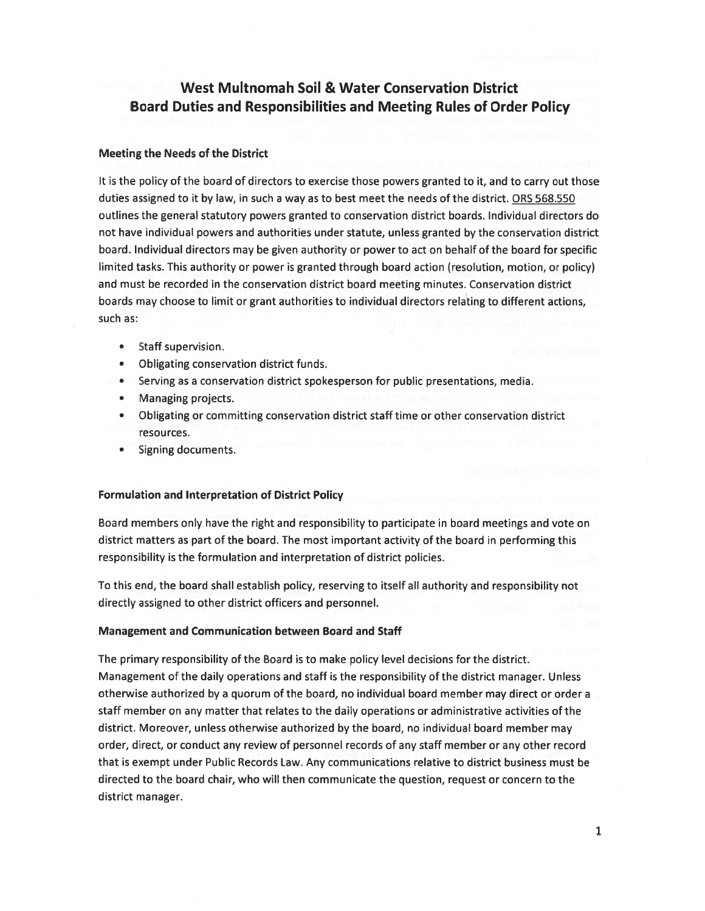# West Multnomah Soil & Water Conservation District
# Board Duties and Responsibilities and Meeting Rules of Order Policy

### Meeting the Needs of the District

It is the policy of the board of directors to exercise those powers granted to it, and to carry out those duties assigned to it by law, in such a way as to best meet the needs of the district. ORS 568.550 outlines the general statutory powers granted to conservation district boards. Individual directors do not have individual powers and authorities under statute, unless granted by the conservation district board. Individual directors may be given authority or power to act on behalf of the board for specific limited tasks. This authority or power is granted through board action (resolution, motion, or policy) and must be recorded in the conservation district board meeting minutes. Conservation district boards may choose to limit or grant authorities to individual directors relating to different actions, such as:

- Staff supervision.
- Obligating conservation district funds.
- Serving as a conservation district spokesperson for public presentations, media.
- Managing projects.
- Obligating or committing conservation district staff time or other conservation district resources.
- Signing documents.

### Formulation and Interpretation of District Policy

Board members only have the right and responsibility to participate in board meetings and vote on district matters as part of the board. The most important activity of the board in performing this responsibility is the formulation and interpretation of district policies.

To this end, the board shall establish policy, reserving to itself all authority and responsibility not directly assigned to other district officers and personnel.

### Management and Communication between Board and Staff

The primary responsibility of the Board is to make policy level decisions for the district. Management of the daily operations and staff is the responsibility of the district manager. Unless otherwise authorized by a quorum of the board, no individual board member may direct or order a staff member on any matter that relates to the daily operations or administrative activities of the district. Moreover, unless otherwise authorized by the board, no individual board member may order, direct, or conduct any review of personnel records of any staff member or any other record that is exempt under Public Records Law. Any communications relative to district business must be directed to the board chair, who will then communicate the question, request or concern to the district manager.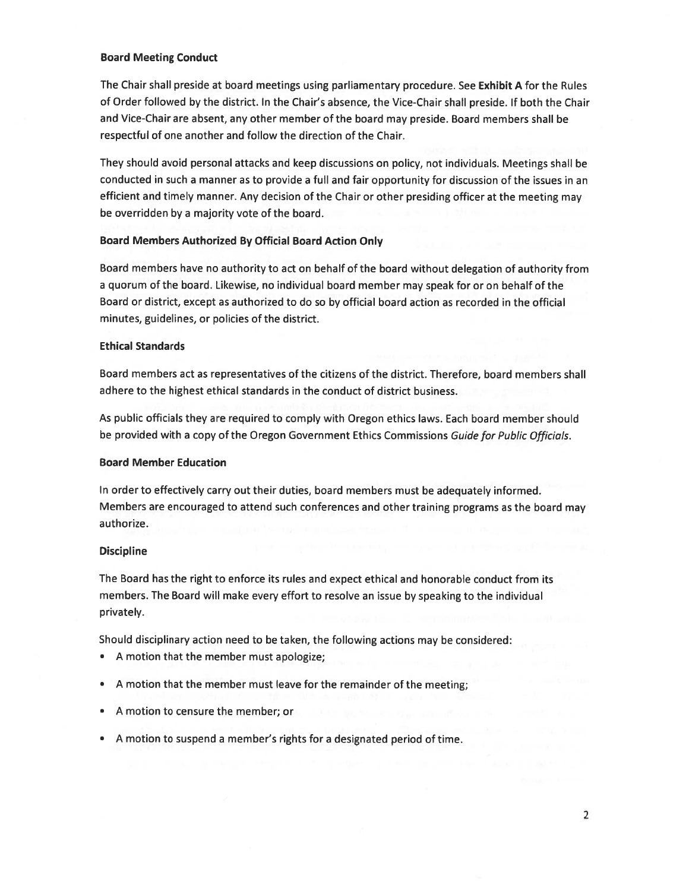**Board Meeting Conduct**

The Chair shall preside at board meetings using parliamentary procedure. See **Exhibit A** for the Rules of Order followed by the district. In the Chair's absence, the Vice-Chair shall preside. If both the Chair and Vice-Chair are absent, any other member of the board may preside. Board members shall be respectful of one another and follow the direction of the Chair.

They should avoid personal attacks and keep discussions on policy, not individuals. Meetings shall be conducted in such a manner as to provide a full and fair opportunity for discussion of the issues in an efficient and timely manner. Any decision of the Chair or other presiding officer at the meeting may be overridden by a majority vote of the board.

**Board Members Authorized By Official Board Action Only**

Board members have no authority to act on behalf of the board without delegation of authority from a quorum of the board. Likewise, no individual board member may speak for or on behalf of the Board or district, except as authorized to do so by official board action as recorded in the official minutes, guidelines, or policies of the district.

**Ethical Standards**

Board members act as representatives of the citizens of the district. Therefore, board members shall adhere to the highest ethical standards in the conduct of district business.

As public officials they are required to comply with Oregon ethics laws. Each board member should be provided with a copy of the Oregon Government Ethics Commissions *Guide for Public Officials*.

**Board Member Education**

In order to effectively carry out their duties, board members must be adequately informed. Members are encouraged to attend such conferences and other training programs as the board may authorize.

**Discipline**

The Board has the right to enforce its rules and expect ethical and honorable conduct from its members. The Board will make every effort to resolve an issue by speaking to the individual privately.

Should disciplinary action need to be taken, the following actions may be considered:

- A motion that the member must apologize;
- A motion that the member must leave for the remainder of the meeting;
- A motion to censure the member; or
- A motion to suspend a member's rights for a designated period of time.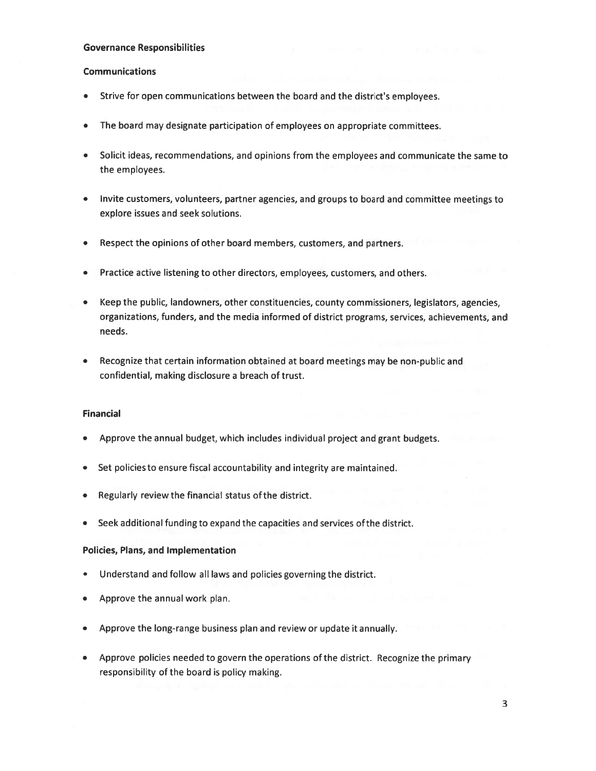**Governance Responsibilities**

**Communications**

- Strive for open communications between the board and the district's employees.
- The board may designate participation of employees on appropriate committees.
- Solicit ideas, recommendations, and opinions from the employees and communicate the same to the employees.
- Invite customers, volunteers, partner agencies, and groups to board and committee meetings to explore issues and seek solutions.
- Respect the opinions of other board members, customers, and partners.
- Practice active listening to other directors, employees, customers, and others.
- Keep the public, landowners, other constituencies, county commissioners, legislators, agencies, organizations, funders, and the media informed of district programs, services, achievements, and needs.
- Recognize that certain information obtained at board meetings may be non-public and confidential, making disclosure a breach of trust.

**Financial**

- Approve the annual budget, which includes individual project and grant budgets.
- Set policies to ensure fiscal accountability and integrity are maintained.
- Regularly review the financial status of the district.
- Seek additional funding to expand the capacities and services of the district.

**Policies, Plans, and Implementation**

- Understand and follow all laws and policies governing the district.
- Approve the annual work plan.
- Approve the long-range business plan and review or update it annually.
- Approve policies needed to govern the operations of the district. Recognize the primary responsibility of the board is policy making.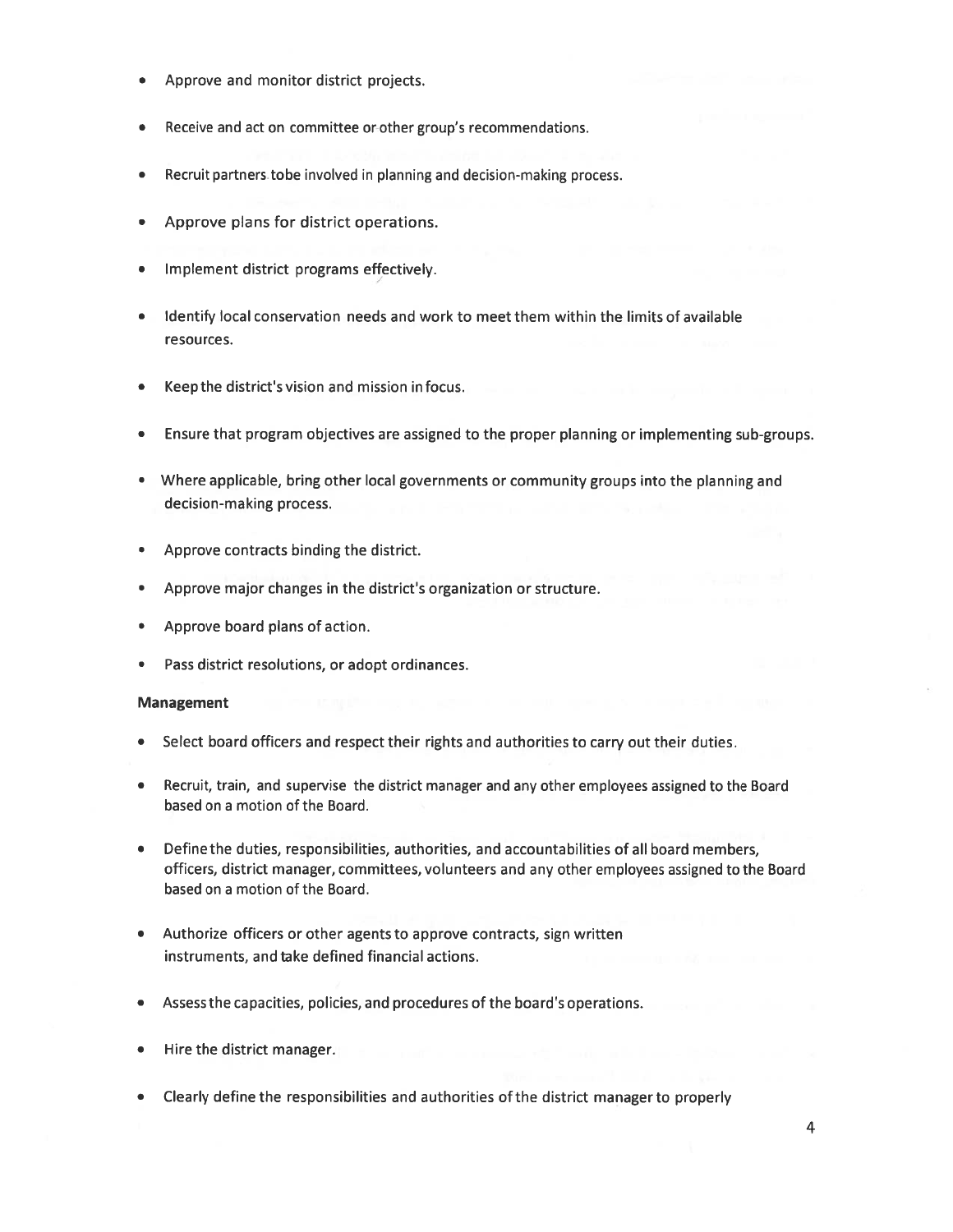- Approve and monitor district projects.
- Receive and act on committee or other group's recommendations.
- Recruit partners tobe involved in planning and decision-making process.
- Approve plans for district operations.
- Implement district programs effectively.
- Identify local conservation needs and work to meet them within the limits of available resources.
- Keep the district's vision and mission in focus.
- Ensure that program objectives are assigned to the proper planning or implementing sub-groups.
- Where applicable, bring other local governments or community groups into the planning and decision-making process.
- Approve contracts binding the district.
- Approve major changes in the district's organization or structure.
- Approve board plans of action.
- Pass district resolutions, or adopt ordinances.

**Management**

- Select board officers and respect their rights and authorities to carry out their duties.
- Recruit, train, and supervise the district manager and any other employees assigned to the Board based on a motion of the Board.
- Define the duties, responsibilities, authorities, and accountabilities of all board members, officers, district manager, committees, volunteers and any other employees assigned to the Board based on a motion of the Board.
- Authorize officers or other agents to approve contracts, sign written instruments, and take defined financial actions.
- Assess the capacities, policies, and procedures of the board's operations.
- Hire the district manager.
- Clearly define the responsibilities and authorities of the district manager to properly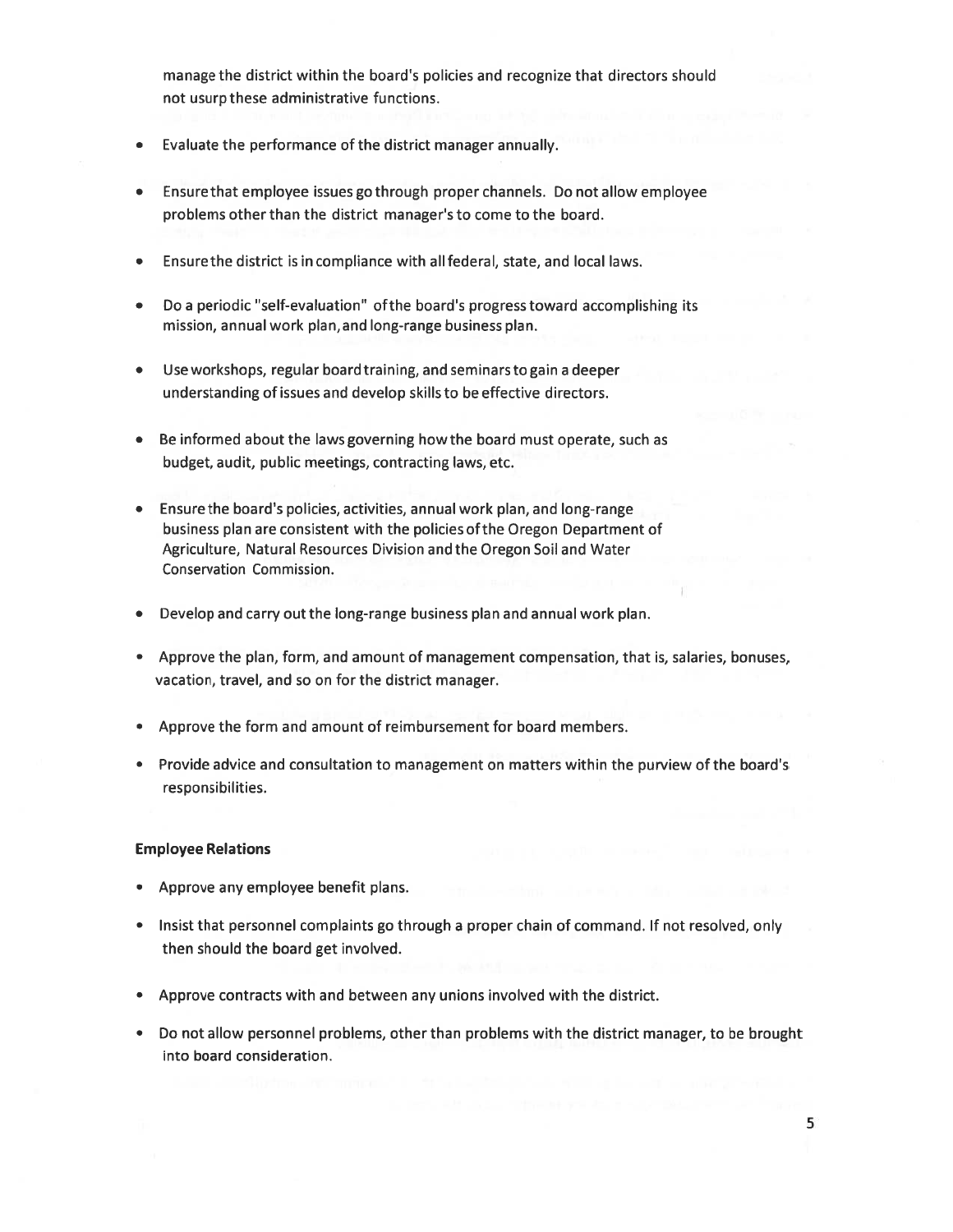manage the district within the board's policies and recognize that directors should not usurp these administrative functions.

- Evaluate the performance of the district manager annually.
- Ensure that employee issues go through proper channels. Do not allow employee problems other than the district manager's to come to the board.
- Ensure the district is in compliance with all federal, state, and local laws.
- Do a periodic "self-evaluation" of the board's progress toward accomplishing its mission, annual work plan, and long-range business plan.
- Use workshops, regular board training, and seminars to gain a deeper understanding of issues and develop skills to be effective directors.
- Be informed about the laws governing how the board must operate, such as budget, audit, public meetings, contracting laws, etc.
- Ensure the board's policies, activities, annual work plan, and long-range business plan are consistent with the policies of the Oregon Department of Agriculture, Natural Resources Division and the Oregon Soil and Water Conservation Commission.
- Develop and carry out the long-range business plan and annual work plan.
- Approve the plan, form, and amount of management compensation, that is, salaries, bonuses, vacation, travel, and so on for the district manager.
- Approve the form and amount of reimbursement for board members.
- Provide advice and consultation to management on matters within the purview of the board's responsibilities.

**Employee Relations**

- Approve any employee benefit plans.
- Insist that personnel complaints go through a proper chain of command. If not resolved, only then should the board get involved.
- Approve contracts with and between any unions involved with the district.
- Do not allow personnel problems, other than problems with the district manager, to be brought into board consideration.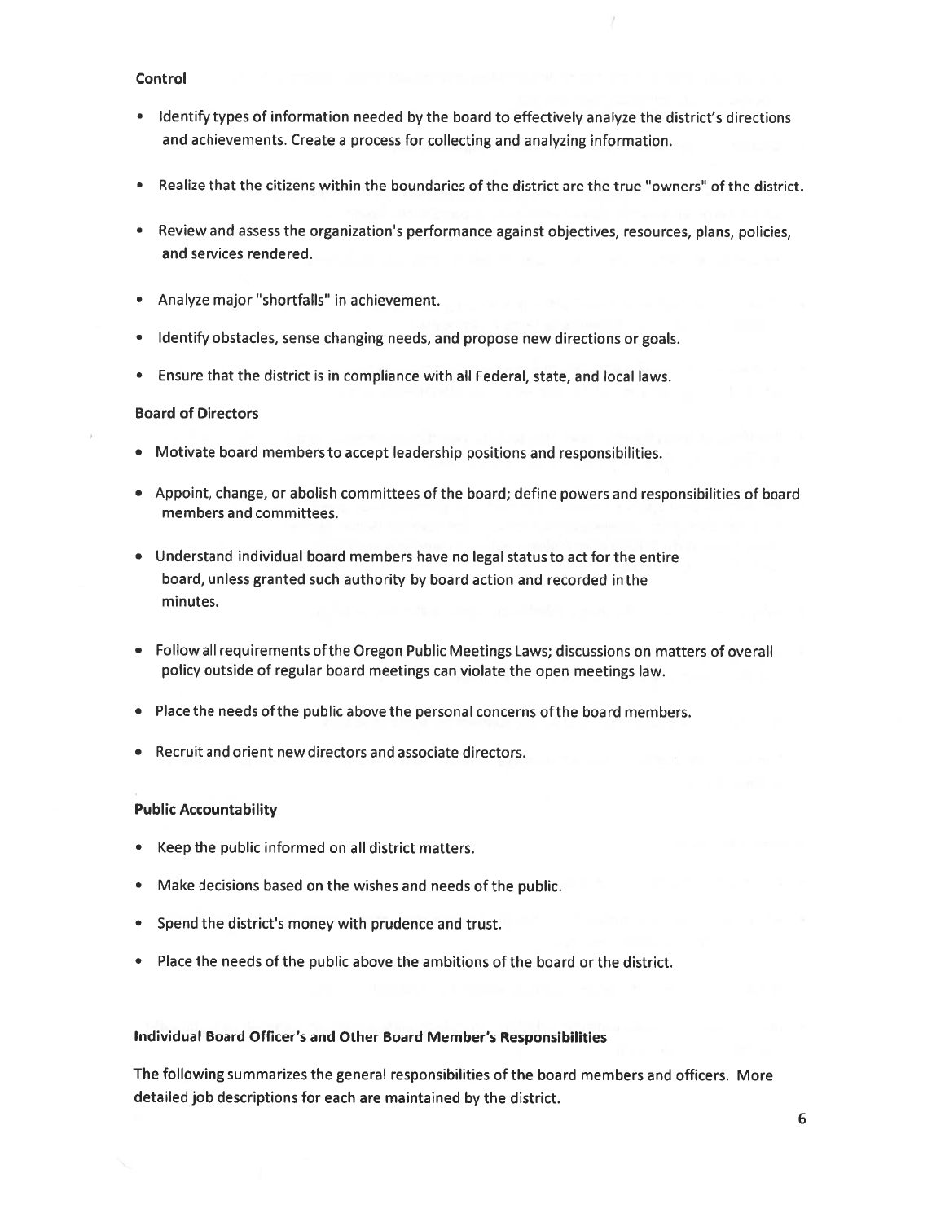**Control**

- Identify types of information needed by the board to effectively analyze the district's directions and achievements. Create a process for collecting and analyzing information.
- Realize that the citizens within the boundaries of the district are the true "owners" of the district.
- Review and assess the organization's performance against objectives, resources, plans, policies, and services rendered.
- Analyze major "shortfalls" in achievement.
- Identify obstacles, sense changing needs, and propose new directions or goals.
- Ensure that the district is in compliance with all Federal, state, and local laws.

**Board of Directors**

- Motivate board members to accept leadership positions and responsibilities.
- Appoint, change, or abolish committees of the board; define powers and responsibilities of board members and committees.
- Understand individual board members have no legal status to act for the entire board, unless granted such authority by board action and recorded in the minutes.
- Follow all requirements of the Oregon Public Meetings Laws; discussions on matters of overall policy outside of regular board meetings can violate the open meetings law.
- Place the needs of the public above the personal concerns of the board members.
- Recruit and orient new directors and associate directors.

**Public Accountability**

- Keep the public informed on all district matters.
- Make decisions based on the wishes and needs of the public.
- Spend the district's money with prudence and trust.
- Place the needs of the public above the ambitions of the board or the district.

**Individual Board Officer's and Other Board Member's Responsibilities**

The following summarizes the general responsibilities of the board members and officers. More detailed job descriptions for each are maintained by the district.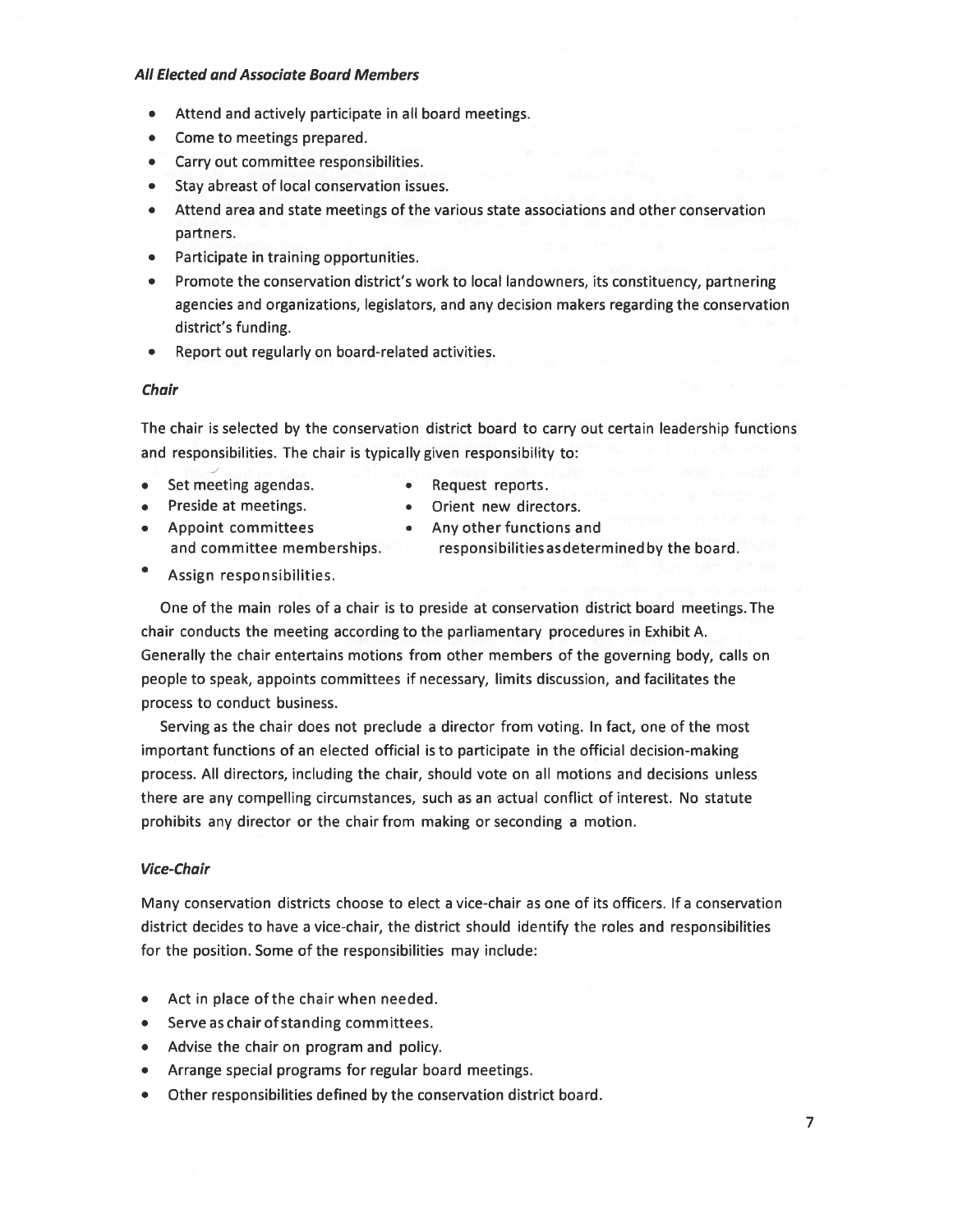### *All Elected and Associate Board Members*

- Attend and actively participate in all board meetings.
- Come to meetings prepared.
- Carry out committee responsibilities.
- Stay abreast of local conservation issues.
- Attend area and state meetings of the various state associations and other conservation partners.
- Participate in training opportunities.
- Promote the conservation district's work to local landowners, its constituency, partnering agencies and organizations, legislators, and any decision makers regarding the conservation district's funding.
- Report out regularly on board-related activities.

### *Chair*

The chair is selected by the conservation district board to carry out certain leadership functions and responsibilities. The chair is typically given responsibility to:

- Set meeting agendas.
- Preside at meetings.
- Appoint committees and committee memberships.
- Assign responsibilities.
- Request reports.
- Orient new directors.
- Any other functions and responsibilities as determined by the board.

One of the main roles of a chair is to preside at conservation district board meetings. The chair conducts the meeting according to the parliamentary procedures in Exhibit A. Generally the chair entertains motions from other members of the governing body, calls on people to speak, appoints committees if necessary, limits discussion, and facilitates the process to conduct business.

Serving as the chair does not preclude a director from voting. In fact, one of the most important functions of an elected official is to participate in the official decision-making process. All directors, including the chair, should vote on all motions and decisions unless there are any compelling circumstances, such as an actual conflict of interest. No statute prohibits any director or the chair from making or seconding a motion.

### *Vice-Chair*

Many conservation districts choose to elect a vice-chair as one of its officers. If a conservation district decides to have a vice-chair, the district should identify the roles and responsibilities for the position. Some of the responsibilities may include:

- Act in place of the chair when needed.
- Serve as chair of standing committees.
- Advise the chair on program and policy.
- Arrange special programs for regular board meetings.
- Other responsibilities defined by the conservation district board.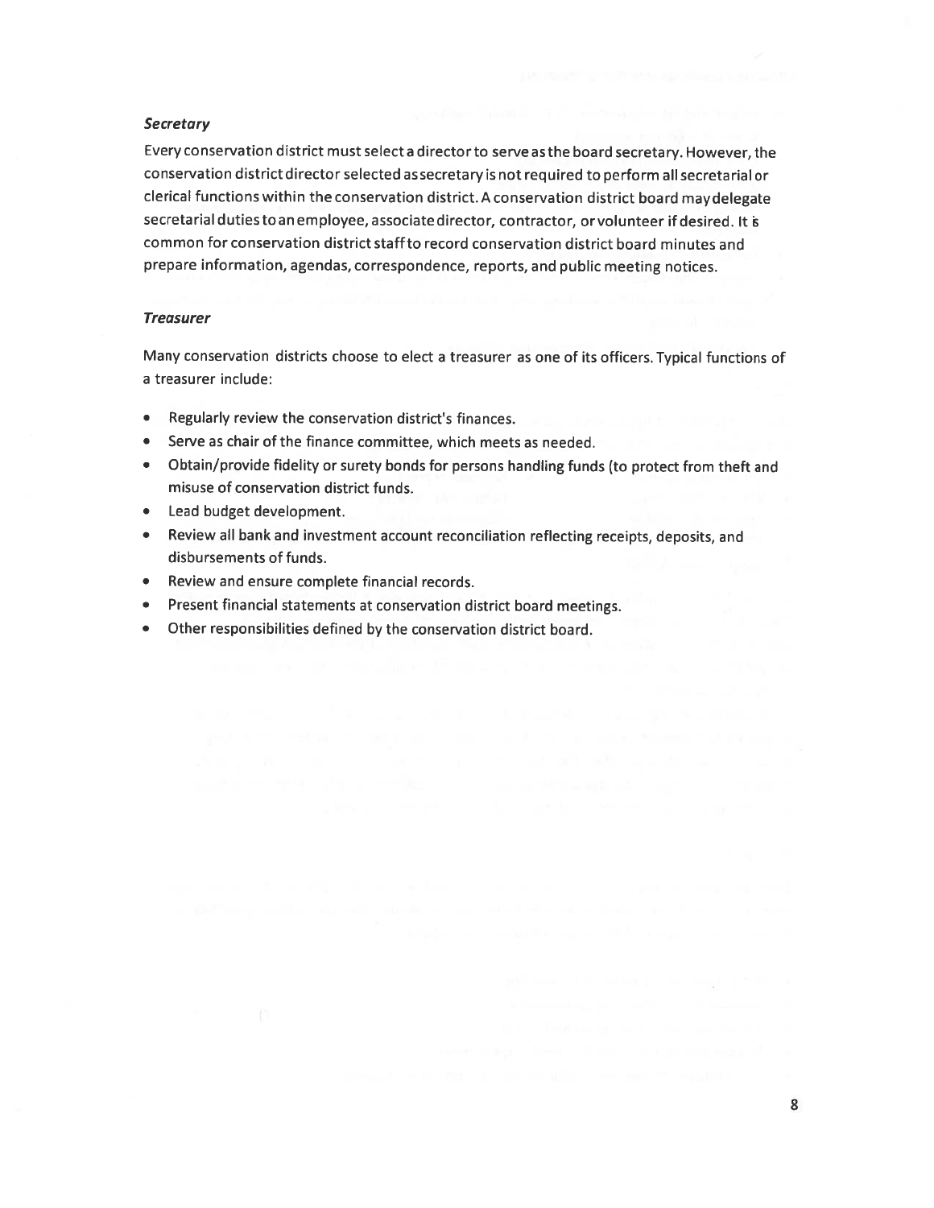### *Secretary*

Every conservation district must select a director to serve as the board secretary. However, the conservation district director selected as secretary is not required to perform all secretarial or clerical functions within the conservation district. A conservation district board may delegate secretarial duties to an employee, associate director, contractor, or volunteer if desired. It is common for conservation district staff to record conservation district board minutes and prepare information, agendas, correspondence, reports, and public meeting notices.

### *Treasurer*

Many conservation districts choose to elect a treasurer as one of its officers. Typical functions of a treasurer include:

- Regularly review the conservation district's finances.
- Serve as chair of the finance committee, which meets as needed.
- Obtain/provide fidelity or surety bonds for persons handling funds (to protect from theft and misuse of conservation district funds.
- Lead budget development.
- Review all bank and investment account reconciliation reflecting receipts, deposits, and disbursements of funds.
- Review and ensure complete financial records.
- Present financial statements at conservation district board meetings.
- Other responsibilities defined by the conservation district board.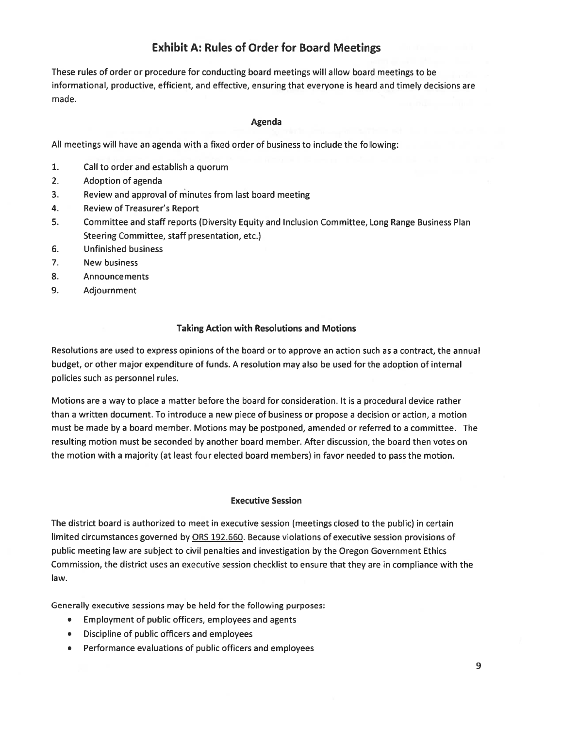# Exhibit A: Rules of Order for Board Meetings

These rules of order or procedure for conducting board meetings will allow board meetings to be informational, productive, efficient, and effective, ensuring that everyone is heard and timely decisions are made.

### Agenda

All meetings will have an agenda with a fixed order of business to include the following:

1. Call to order and establish a quorum
2. Adoption of agenda
3. Review and approval of minutes from last board meeting
4. Review of Treasurer's Report
5. Committee and staff reports (Diversity Equity and Inclusion Committee, Long Range Business Plan Steering Committee, staff presentation, etc.)
6. Unfinished business
7. New business
8. Announcements
9. Adjournment

### Taking Action with Resolutions and Motions

Resolutions are used to express opinions of the board or to approve an action such as a contract, the annual budget, or other major expenditure of funds. A resolution may also be used for the adoption of internal policies such as personnel rules.

Motions are a way to place a matter before the board for consideration. It is a procedural device rather than a written document. To introduce a new piece of business or propose a decision or action, a motion must be made by a board member. Motions may be postponed, amended or referred to a committee. The resulting motion must be seconded by another board member. After discussion, the board then votes on the motion with a majority (at least four elected board members) in favor needed to pass the motion.

### Executive Session

The district board is authorized to meet in executive session (meetings closed to the public) in certain limited circumstances governed by ORS 192.660. Because violations of executive session provisions of public meeting law are subject to civil penalties and investigation by the Oregon Government Ethics Commission, the district uses an executive session checklist to ensure that they are in compliance with the law.

Generally executive sessions may be held for the following purposes:

- Employment of public officers, employees and agents
- Discipline of public officers and employees
- Performance evaluations of public officers and employees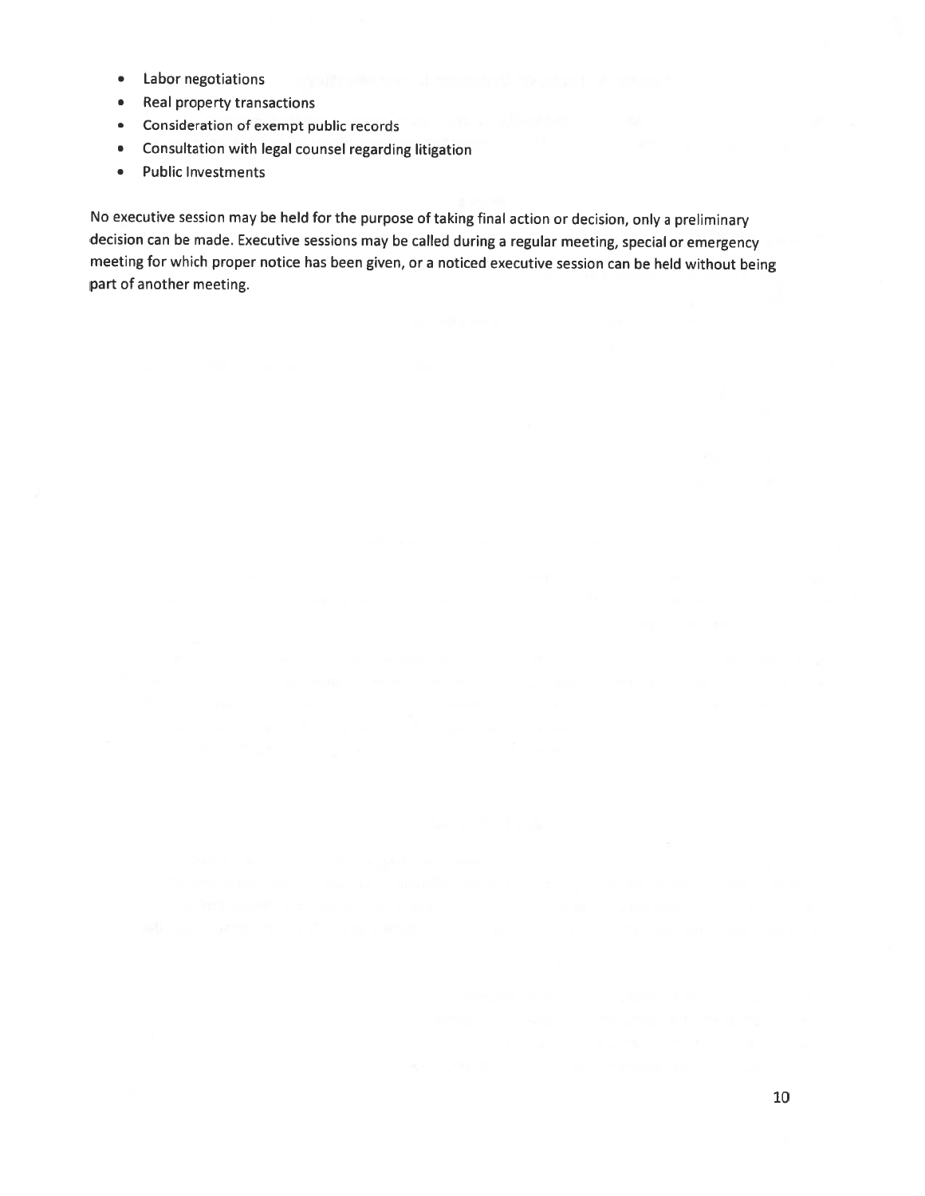- Labor negotiations
- Real property transactions
- Consideration of exempt public records
- Consultation with legal counsel regarding litigation
- Public Investments

No executive session may be held for the purpose of taking final action or decision, only a preliminary decision can be made. Executive sessions may be called during a regular meeting, special or emergency meeting for which proper notice has been given, or a noticed executive session can be held without being part of another meeting.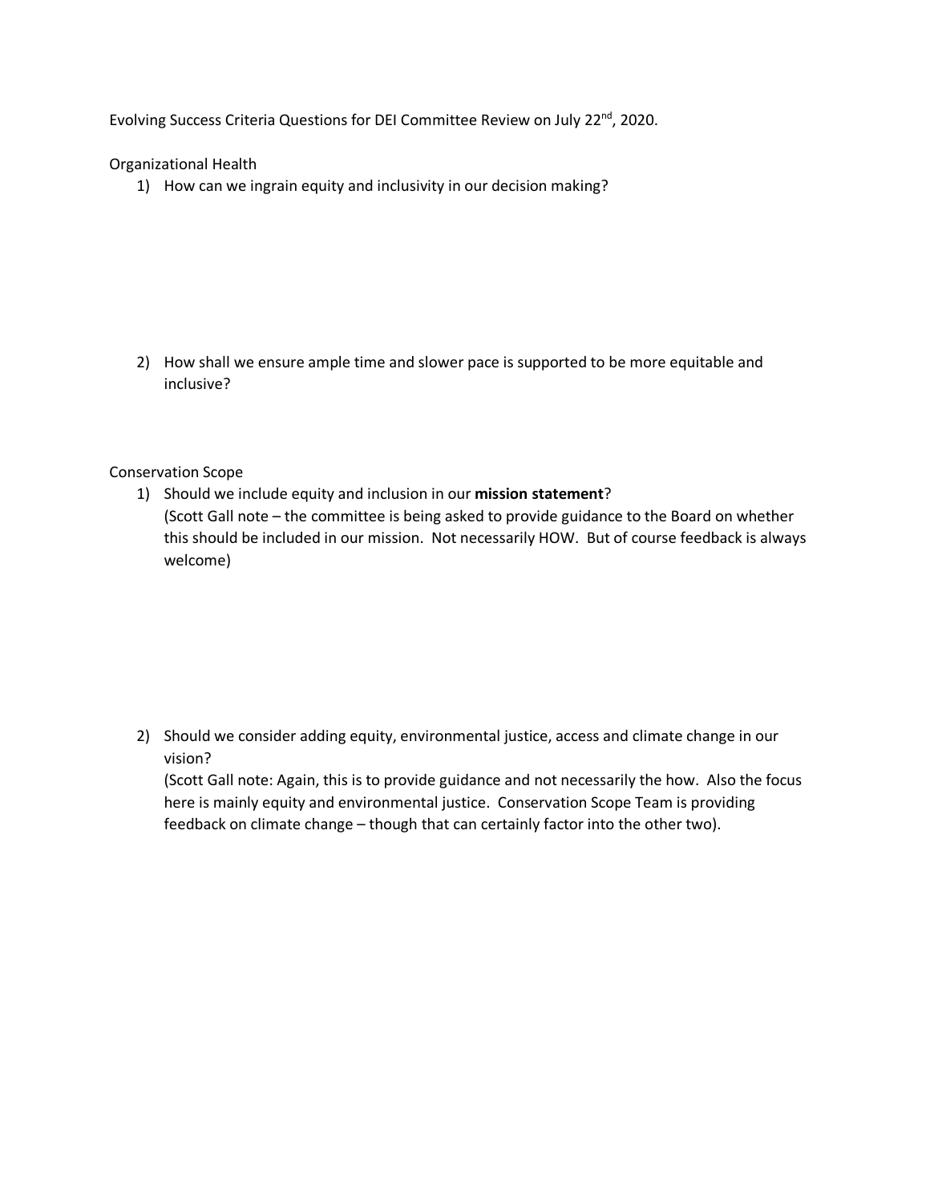Evolving Success Criteria Questions for DEI Committee Review on July 22nd, 2020.

Organizational Health

1) How can we ingrain equity and inclusivity in our decision making?

2) How shall we ensure ample time and slower pace is supported to be more equitable and inclusive?

Conservation Scope

1) Should we include equity and inclusion in our **mission statement**?
   (Scott Gall note – the committee is being asked to provide guidance to the Board on whether this should be included in our mission. Not necessarily HOW. But of course feedback is always welcome)

2) Should we consider adding equity, environmental justice, access and climate change in our vision?
   (Scott Gall note: Again, this is to provide guidance and not necessarily the how. Also the focus here is mainly equity and environmental justice. Conservation Scope Team is providing feedback on climate change – though that can certainly factor into the other two).